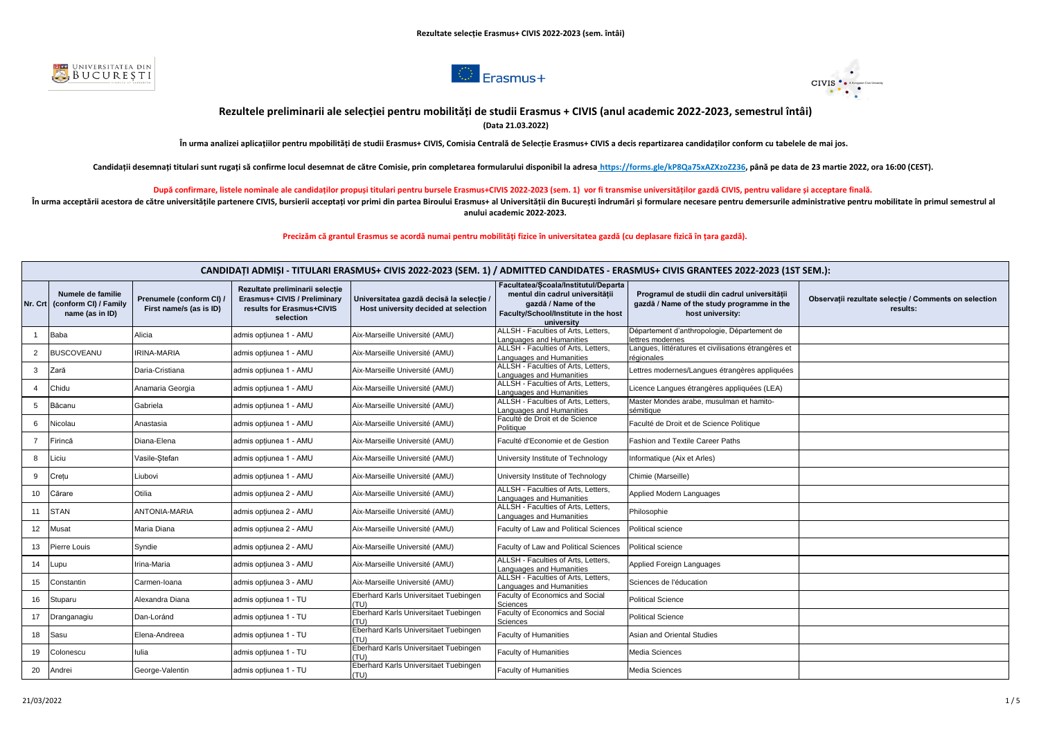**Rezultate selecție Erasmus+ CIVIS 2022-2023 (sem. întâi)**

## Rezultatele preliminarii ale selecției pentru mobilități de studii Erasmus + CIVIS (anul academic 2022-2023, semestrul întâi)

**(Data 21.03.2022)**

**În urma analizei aplicațiilor pentru mpobilități de studii Erasmus+ CIVIS, Comisia Centrală de Selecție Erasmus+ CIVIS a decis repartizarea candidaților conform cu tabelele de mai jos.**

**Candidații desemnați titulari sunt rugați să confirme locul desemnat de către Comisie, prin completarea formularului disponibil la adresa https://forms.gle/kP8Qa75xAZXzoZ236, până pe data de 23 martie 2022, ora 16:00 (CEST).**

**După confirmare, listele nominale ale candidaților propuși titulari pentru bursele Erasmus+CIVIS 2022-2023 (sem. 1) vor fi transmise universităților gazdă CIVIS, pentru validare și acceptare finală.**

**În urma acceptării acestora de către universitățile partenere CIVIS, bursierii acceptați vor primi din partea Biroului Erasmus+ al Universității din București îndrumări și formulare necesare pentru demersurile administrative pentru mobilitate în primul semestrul al anului academic 2022-2023.**

**Precizăm că grantul Erasmus se acordă numai pentru mobilități fizice în universitatea gazdă (cu deplasare fizică în țara gazdă).**

**CANDIDAȚI ADMIȘI - TITULARI ERASMUS+ CIVIS 2022-2023 (SEM. 1) / ADMITTED CANDIDATES - ERASMUS+ CIVIS GRANTEES 2022-2023 (1ST SEM.):**

| Nr. Crt | Numele de familie (conform CI) / Family name (as in ID) | Prenumele (conform CI) / First name/s (as is ID) | Rezultate preliminarii selecție Erasmus+ CIVIS / Preliminary results for Erasmus+CIVIS selection | Universitatea gazdă decisă la selecție / Host university decided at selection | Facultatea/Școala/Institutul/Departamentul din cadrul universității gazdă / Name of the Faculty/School/Institute in the host university | Programul de studii din cadrul universității gazdă / Name of the study programme in the host university: | Observații rezultate selecție / Comments on selection results: |
|---|---|---|---|---|---|---|---|
| 1 | Baba | Alicia | admis opțiunea 1 - AMU | Aix-Marseille Université (AMU) | ALLSH - Faculties of Arts, Letters, Languages and Humanities | Département d'anthropologie, Département de lettres modernes | |
| 2 | BUSCOVEANU | IRINA-MARIA | admis opțiunea 1 - AMU | Aix-Marseille Université (AMU) | ALLSH - Faculties of Arts, Letters, Languages and Humanities | Langues, littératures et civilisations étrangères et régionales | |
| 3 | Zară | Daria-Cristiana | admis opțiunea 1 - AMU | Aix-Marseille Université (AMU) | ALLSH - Faculties of Arts, Letters, Languages and Humanities | Lettres modernes/Langues étrangères appliquées | |
| 4 | Chidu | Anamaria Georgia | admis opțiunea 1 - AMU | Aix-Marseille Université (AMU) | ALLSH - Faculties of Arts, Letters, Languages and Humanities | Licence Langues étrangères appliquées (LEA) | |
| 5 | Băcanu | Gabriela | admis opțiunea 1 - AMU | Aix-Marseille Université (AMU) | ALLSH - Faculties of Arts, Letters, Languages and Humanities | Master Mondes arabe, musulman et hamito-sémitique | |
| 6 | Nicolau | Anastasia | admis opțiunea 1 - AMU | Aix-Marseille Université (AMU) | Faculté de Droit et de Science Politique | Faculté de Droit et de Science Politique | |
| 7 | Firincă | Diana-Elena | admis opțiunea 1 - AMU | Aix-Marseille Université (AMU) | Faculté d'Economie et de Gestion | Fashion and Textile Career Paths | |
| 8 | Liciu | Vasile-Ștefan | admis opțiunea 1 - AMU | Aix-Marseille Université (AMU) | University Institute of Technology | Informatique (Aix et Arles) | |
| 9 | Crețu | Liubovi | admis opțiunea 1 - AMU | Aix-Marseille Université (AMU) | University Institute of Technology | Chimie (Marseille) | |
| 10 | Cărare | Otilia | admis opțiunea 2 - AMU | Aix-Marseille Université (AMU) | ALLSH - Faculties of Arts, Letters, Languages and Humanities | Applied Modern Languages | |
| 11 | STAN | ANTONIA-MARIA | admis opțiunea 2 - AMU | Aix-Marseille Université (AMU) | ALLSH - Faculties of Arts, Letters, Languages and Humanities | Philosophie | |
| 12 | Musat | Maria Diana | admis opțiunea 2 - AMU | Aix-Marseille Université (AMU) | Faculty of Law and Political Sciences | Political science | |
| 13 | Pierre Louis | Syndie | admis opțiunea 2 - AMU | Aix-Marseille Université (AMU) | Faculty of Law and Political Sciences | Political science | |
| 14 | Lupu | Irina-Maria | admis opțiunea 3 - AMU | Aix-Marseille Université (AMU) | ALLSH - Faculties of Arts, Letters, Languages and Humanities | Applied Foreign Languages | |
| 15 | Constantin | Carmen-Ioana | admis opțiunea 3 - AMU | Aix-Marseille Université (AMU) | ALLSH - Faculties of Arts, Letters, Languages and Humanities | Sciences de l'éducation | |
| 16 | Stuparu | Alexandra Diana | admis opțiunea 1 - TU | Eberhard Karls Universitaet Tuebingen (TU) | Faculty of Economics and Social Sciences | Political Science | |
| 17 | Dranganagiu | Dan-Loránd | admis opțiunea 1 - TU | Eberhard Karls Universitaet Tuebingen (TU) | Faculty of Economics and Social Sciences | Political Science | |
| 18 | Sasu | Elena-Andreea | admis opțiunea 1 - TU | Eberhard Karls Universitaet Tuebingen (TU) | Faculty of Humanities | Asian and Oriental Studies | |
| 19 | Colonescu | Iulia | admis opțiunea 1 - TU | Eberhard Karls Universitaet Tuebingen (TU) | Faculty of Humanities | Media Sciences | |
| 20 | Andrei | George-Valentin | admis opțiunea 1 - TU | Eberhard Karls Universitaet Tuebingen (TU) | Faculty of Humanities | Media Sciences | |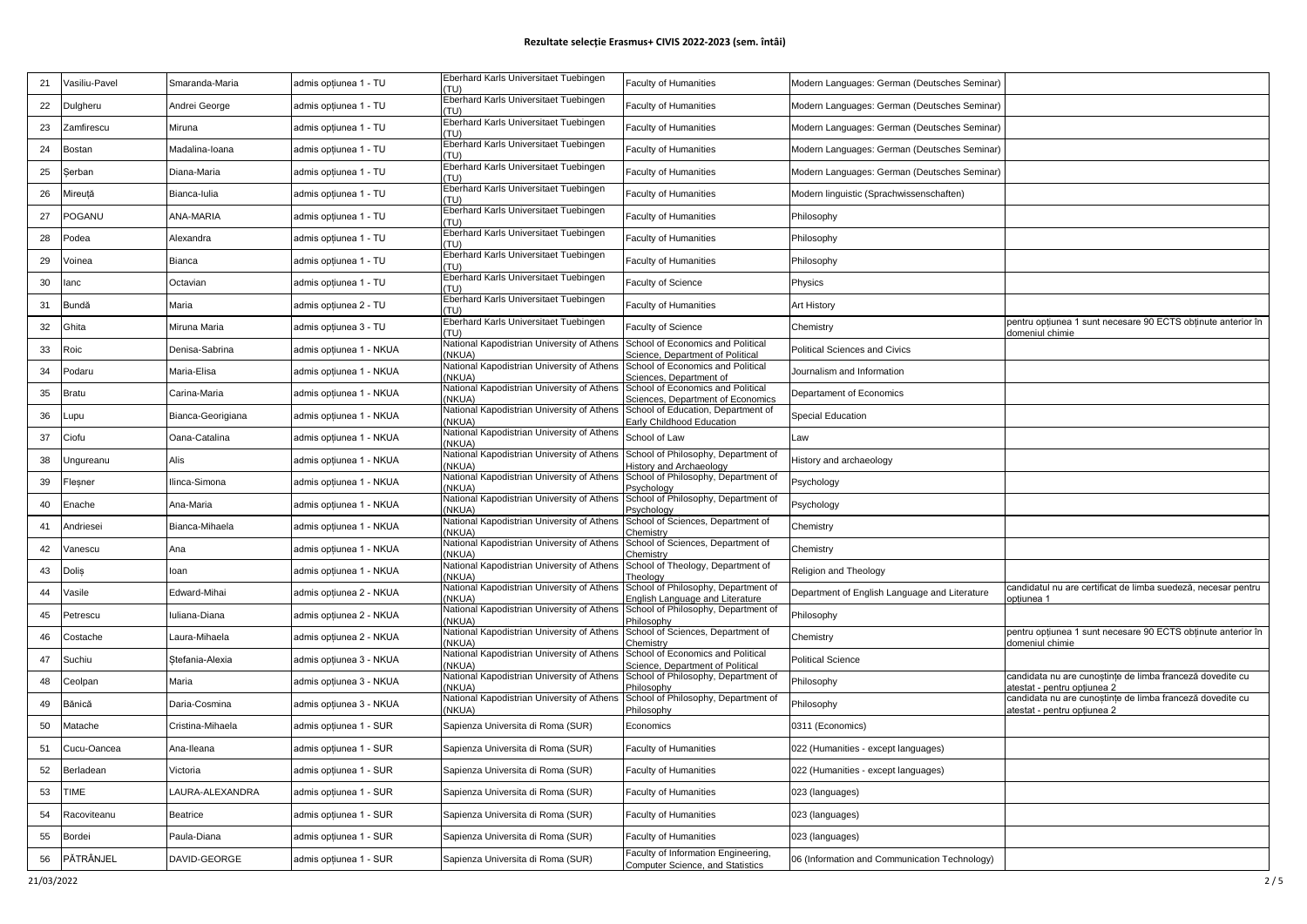# Rezultate selecție Erasmus+ CIVIS 2022-2023 (sem. întâi)

| | | | | | | | |
|---|---|---|---|---|---|---|---|
| 21 | Vasiliu-Pavel | Smaranda-Maria | admis opțiunea 1 - TU | Eberhard Karls Universitaet Tuebingen (TU) | Faculty of Humanities | Modern Languages: German (Deutsches Seminar) | |
| 22 | Dulgheru | Andrei George | admis opțiunea 1 - TU | Eberhard Karls Universitaet Tuebingen (TU) | Faculty of Humanities | Modern Languages: German (Deutsches Seminar) | |
| 23 | Zamfirescu | Miruna | admis opțiunea 1 - TU | Eberhard Karls Universitaet Tuebingen (TU) | Faculty of Humanities | Modern Languages: German (Deutsches Seminar) | |
| 24 | Bostan | Madalina-Ioana | admis opțiunea 1 - TU | Eberhard Karls Universitaet Tuebingen (TU) | Faculty of Humanities | Modern Languages: German (Deutsches Seminar) | |
| 25 | Șerban | Diana-Maria | admis opțiunea 1 - TU | Eberhard Karls Universitaet Tuebingen (TU) | Faculty of Humanities | Modern Languages: German (Deutsches Seminar) | |
| 26 | Mireuță | Bianca-Iulia | admis opțiunea 1 - TU | Eberhard Karls Universitaet Tuebingen (TU) | Faculty of Humanities | Modern linguistic (Sprachwissenschaften) | |
| 27 | POGANU | ANA-MARIA | admis opțiunea 1 - TU | Eberhard Karls Universitaet Tuebingen (TU) | Faculty of Humanities | Philosophy | |
| 28 | Podea | Alexandra | admis opțiunea 1 - TU | Eberhard Karls Universitaet Tuebingen (TU) | Faculty of Humanities | Philosophy | |
| 29 | Voinea | Bianca | admis opțiunea 1 - TU | Eberhard Karls Universitaet Tuebingen (TU) | Faculty of Humanities | Philosophy | |
| 30 | Ianc | Octavian | admis opțiunea 1 - TU | Eberhard Karls Universitaet Tuebingen (TU) | Faculty of Science | Physics | |
| 31 | Bundă | Maria | admis opțiunea 2 - TU | Eberhard Karls Universitaet Tuebingen (TU) | Faculty of Humanities | Art History | |
| 32 | Ghita | Miruna Maria | admis opțiunea 3 - TU | Eberhard Karls Universitaet Tuebingen (TU) | Faculty of Science | Chemistry | pentru opțiunea 1 sunt necesare 90 ECTS obținute anterior în domeniul chimie |
| 33 | Roic | Denisa-Sabrina | admis opțiunea 1 - NKUA | National Kapodistrian University of Athens (NKUA) | School of Economics and Political Science, Department of Political | Political Sciences and Civics | |
| 34 | Podaru | Maria-Elisa | admis opțiunea 1 - NKUA | National Kapodistrian University of Athens (NKUA) | School of Economics and Political Sciences, Department of | Journalism and Information | |
| 35 | Bratu | Carina-Maria | admis opțiunea 1 - NKUA | National Kapodistrian University of Athens (NKUA) | School of Economics and Political Sciences, Department of Economics | Departament of Economics | |
| 36 | Lupu | Bianca-Georgiana | admis opțiunea 1 - NKUA | National Kapodistrian University of Athens (NKUA) | School of Education, Department of Early Childhood Education | Special Education | |
| 37 | Ciofu | Oana-Catalina | admis opțiunea 1 - NKUA | National Kapodistrian University of Athens (NKUA) | School of Law | Law | |
| 38 | Ungureanu | Alis | admis opțiunea 1 - NKUA | National Kapodistrian University of Athens (NKUA) | School of Philosophy, Department of History and Archaeology | History and archaeology | |
| 39 | Fleșner | Ilinca-Simona | admis opțiunea 1 - NKUA | National Kapodistrian University of Athens (NKUA) | School of Philosophy, Department of Psychology | Psychology | |
| 40 | Enache | Ana-Maria | admis opțiunea 1 - NKUA | National Kapodistrian University of Athens (NKUA) | School of Philosophy, Department of Psychology | Psychology | |
| 41 | Andriesei | Bianca-Mihaela | admis opțiunea 1 - NKUA | National Kapodistrian University of Athens (NKUA) | School of Sciences, Department of Chemistry | Chemistry | |
| 42 | Vanescu | Ana | admis opțiunea 1 - NKUA | National Kapodistrian University of Athens (NKUA) | School of Sciences, Department of Chemistry | Chemistry | |
| 43 | Doliș | Ioan | admis opțiunea 1 - NKUA | National Kapodistrian University of Athens (NKUA) | School of Theology, Department of Theology | Religion and Theology | |
| 44 | Vasile | Edward-Mihai | admis opțiunea 2 - NKUA | National Kapodistrian University of Athens (NKUA) | School of Philosophy, Department of English Language and Literature | Department of English Language and Literature | candidatul nu are certificat de limba suedeză, necesar pentru opțiunea 1 |
| 45 | Petrescu | Iuliana-Diana | admis opțiunea 2 - NKUA | National Kapodistrian University of Athens (NKUA) | School of Philosophy, Department of Philosophy | Philosophy | |
| 46 | Costache | Laura-Mihaela | admis opțiunea 2 - NKUA | National Kapodistrian University of Athens (NKUA) | School of Sciences, Department of Chemistry | Chemistry | pentru opțiunea 1 sunt necesare 90 ECTS obținute anterior în domeniul chimie |
| 47 | Suchiu | Ștefania-Alexia | admis opțiunea 3 - NKUA | National Kapodistrian University of Athens (NKUA) | School of Economics and Political Science, Department of Political | Political Science | |
| 48 | Ceolpan | Maria | admis opțiunea 3 - NKUA | National Kapodistrian University of Athens (NKUA) | School of Philosophy, Department of Philosophy | Philosophy | candidata nu are cunoștințe de limba franceză dovedite cu atestat - pentru opțiunea 2 |
| 49 | Bănică | Daria-Cosmina | admis opțiunea 3 - NKUA | National Kapodistrian University of Athens (NKUA) | School of Philosophy, Department of Philosophy | Philosophy | candidata nu are cunoștințe de limba franceză dovedite cu atestat - pentru opțiunea 2 |
| 50 | Matache | Cristina-Mihaela | admis opțiunea 1 - SUR | Sapienza Universita di Roma (SUR) | Economics | 0311 (Economics) | |
| 51 | Cucu-Oancea | Ana-Ileana | admis opțiunea 1 - SUR | Sapienza Universita di Roma (SUR) | Faculty of Humanities | 022 (Humanities - except languages) | |
| 52 | Berladean | Victoria | admis opțiunea 1 - SUR | Sapienza Universita di Roma (SUR) | Faculty of Humanities | 022 (Humanities - except languages) | |
| 53 | TIME | LAURA-ALEXANDRA | admis opțiunea 1 - SUR | Sapienza Universita di Roma (SUR) | Faculty of Humanities | 023 (languages) | |
| 54 | Racoviteanu | Beatrice | admis opțiunea 1 - SUR | Sapienza Universita di Roma (SUR) | Faculty of Humanities | 023 (languages) | |
| 55 | Bordei | Paula-Diana | admis opțiunea 1 - SUR | Sapienza Universita di Roma (SUR) | Faculty of Humanities | 023 (languages) | |
| 56 | PĂTRÂNJEL | DAVID-GEORGE | admis opțiunea 1 - SUR | Sapienza Universita di Roma (SUR) | Faculty of Information Engineering, Computer Science, and Statistics | 06 (Information and Communication Technology) | |

21/03/2022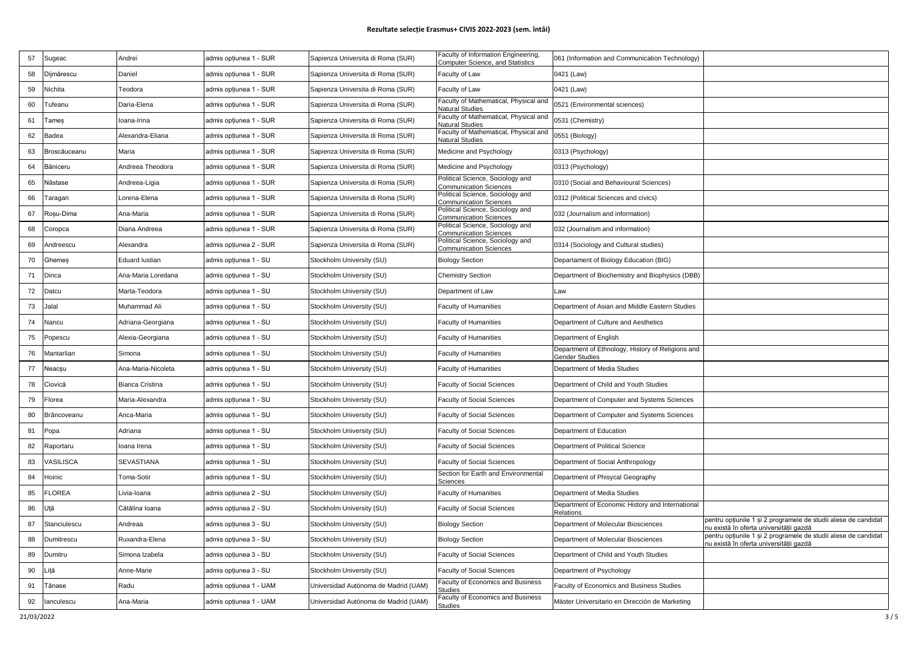## Rezultate selecție Erasmus+ CIVIS 2022-2023 (sem. întâi)

| | | | | | | | |
|---|---|---|---|---|---|---|---|
| 57 | Sugeac | Andrei | admis opțiunea 1 - SUR | Sapienza Universita di Roma (SUR) | Faculty of Information Engineering, Computer Science, and Statistics | 061 (Information and Communication Technology) | |
| 58 | Dijmărescu | Daniel | admis opțiunea 1 - SUR | Sapienza Universita di Roma (SUR) | Faculty of Law | 0421 (Law) | |
| 59 | Nichita | Teodora | admis opțiunea 1 - SUR | Sapienza Universita di Roma (SUR) | Faculty of Law | 0421 (Law) | |
| 60 | Tufeanu | Daria-Elena | admis opțiunea 1 - SUR | Sapienza Universita di Roma (SUR) | Faculty of Mathematical, Physical and Natural Studies | 0521 (Environmental sciences) | |
| 61 | Tameș | Ioana-Irina | admis opțiunea 1 - SUR | Sapienza Universita di Roma (SUR) | Faculty of Mathematical, Physical and Natural Studies | 0531 (Chemistry) | |
| 62 | Badea | Alexandra-Eliana | admis opțiunea 1 - SUR | Sapienza Universita di Roma (SUR) | Faculty of Mathematical, Physical and Natural Studies | 0551 (Biology) | |
| 63 | Broscăuceanu | Maria | admis opțiunea 1 - SUR | Sapienza Universita di Roma (SUR) | Medicine and Psychology | 0313 (Psychology) | |
| 64 | Băniceru | Andreea Theodora | admis opțiunea 1 - SUR | Sapienza Universita di Roma (SUR) | Medicine and Psychology | 0313 (Psychology) | |
| 65 | Năstase | Andreea-Ligia | admis opțiunea 1 - SUR | Sapienza Universita di Roma (SUR) | Political Science, Sociology and Communication Sciences | 0310 (Social and Behavioural Sciences) | |
| 66 | Taragan | Lorena-Elena | admis opțiunea 1 - SUR | Sapienza Universita di Roma (SUR) | Political Science, Sociology and Communication Sciences | 0312 (Political Sciences and civics) | |
| 67 | Roșu-Dima | Ana-Maria | admis opțiunea 1 - SUR | Sapienza Universita di Roma (SUR) | Political Science, Sociology and Communication Sciences | 032 (Journalism and information) | |
| 68 | Coropca | Diana Andreea | admis opțiunea 1 - SUR | Sapienza Universita di Roma (SUR) | Political Science, Sociology and Communication Sciences | 032 (Journalism and information) | |
| 69 | Andreescu | Alexandra | admis opțiunea 2 - SUR | Sapienza Universita di Roma (SUR) | Political Science, Sociology and Communication Sciences | 0314 (Sociology and Cultural studies) | |
| 70 | Ghemeș | Eduard Iustian | admis opțiunea 1 - SU | Stockholm University (SU) | Biology Section | Departament of Biology Education (BIG) | |
| 71 | Dinca | Ana-Maria Loredana | admis opțiunea 1 - SU | Stockholm University (SU) | Chemistry Section | Department of Biochemistry and Biophysics (DBB) | |
| 72 | Datcu | Marta-Teodora | admis opțiunea 1 - SU | Stockholm University (SU) | Department of Law | Law | |
| 73 | Jalal | Muhammad Ali | admis opțiunea 1 - SU | Stockholm University (SU) | Faculty of Humanities | Department of Asian and Middle Eastern Studies | |
| 74 | Nancu | Adriana-Georgiana | admis opțiunea 1 - SU | Stockholm University (SU) | Faculty of Humanities | Department of Culture and Aesthetics | |
| 75 | Popescu | Alexia-Georgiana | admis opțiunea 1 - SU | Stockholm University (SU) | Faculty of Humanities | Department of English | |
| 76 | Mantarlian | Simona | admis opțiunea 1 - SU | Stockholm University (SU) | Faculty of Humanities | Department of Ethnology, History of Religions and Gender Studies | |
| 77 | Neacșu | Ana-Maria-Nicoleta | admis opțiunea 1 - SU | Stockholm University (SU) | Faculty of Humanities | Department of Media Studies | |
| 78 | Ciovică | Bianca Cristina | admis opțiunea 1 - SU | Stockholm University (SU) | Faculty of Social Sciences | Department of Child and Youth Studies | |
| 79 | Florea | Maria-Alexandra | admis opțiunea 1 - SU | Stockholm University (SU) | Faculty of Social Sciences | Department of Computer and Systems Sciences | |
| 80 | Brâncoveanu | Anca-Maria | admis opțiunea 1 - SU | Stockholm University (SU) | Faculty of Social Sciences | Department of Computer and Systems Sciences | |
| 81 | Popa | Adriana | admis opțiunea 1 - SU | Stockholm University (SU) | Faculty of Social Sciences | Department of Education | |
| 82 | Raportaru | Ioana Irena | admis opțiunea 1 - SU | Stockholm University (SU) | Faculty of Social Sciences | Department of Political Science | |
| 83 | VASILISCA | SEVASTIANA | admis opțiunea 1 - SU | Stockholm University (SU) | Faculty of Social Sciences | Department of Social Anthropology | |
| 84 | Hoinic | Toma-Sotir | admis opțiunea 1 - SU | Stockholm University (SU) | Section for Earth and Environmental Sciences | Department of Phisycal Geography | |
| 85 | FLOREA | Livia-Ioana | admis opțiunea 2 - SU | Stockholm University (SU) | Faculty of Humanities | Department of Media Studies | |
| 86 | Uță | Cătălina Ioana | admis opțiunea 2 - SU | Stockholm University (SU) | Faculty of Social Sciences | Department of Economic History and International Relations | |
| 87 | Stanciulescu | Andreaa | admis opțiunea 3 - SU | Stockholm University (SU) | Biology Section | Department of Molecular Biosciences | pentru opțiunile 1 și 2 programele de studii alese de candidat nu există în oferta universității gazdă |
| 88 | Dumitrescu | Ruxandra-Elena | admis opțiunea 3 - SU | Stockholm University (SU) | Biology Section | Department of Molecular Biosciences | pentru opțiunile 1 și 2 programele de studii alese de candidat nu există în oferta universității gazdă |
| 89 | Dumitru | Simona Izabela | admis opțiunea 3 - SU | Stockholm University (SU) | Faculty of Social Sciences | Department of Child and Youth Studies | |
| 90 | Liță | Anne-Marie | admis opțiunea 3 - SU | Stockholm University (SU) | Faculty of Social Sciences | Department of Psychology | |
| 91 | Tănase | Radu | admis opțiunea 1 - UAM | Universidad Autónoma de Madrid (UAM) | Faculty of Economics and Business Studies | Faculty of Economics and Business Studies | |
| 92 | Ianculescu | Ana-Maria | admis opțiunea 1 - UAM | Universidad Autónoma de Madrid (UAM) | Faculty of Economics and Business Studies | Máster Universitario en Dirección de Marketing | |

21/03/2022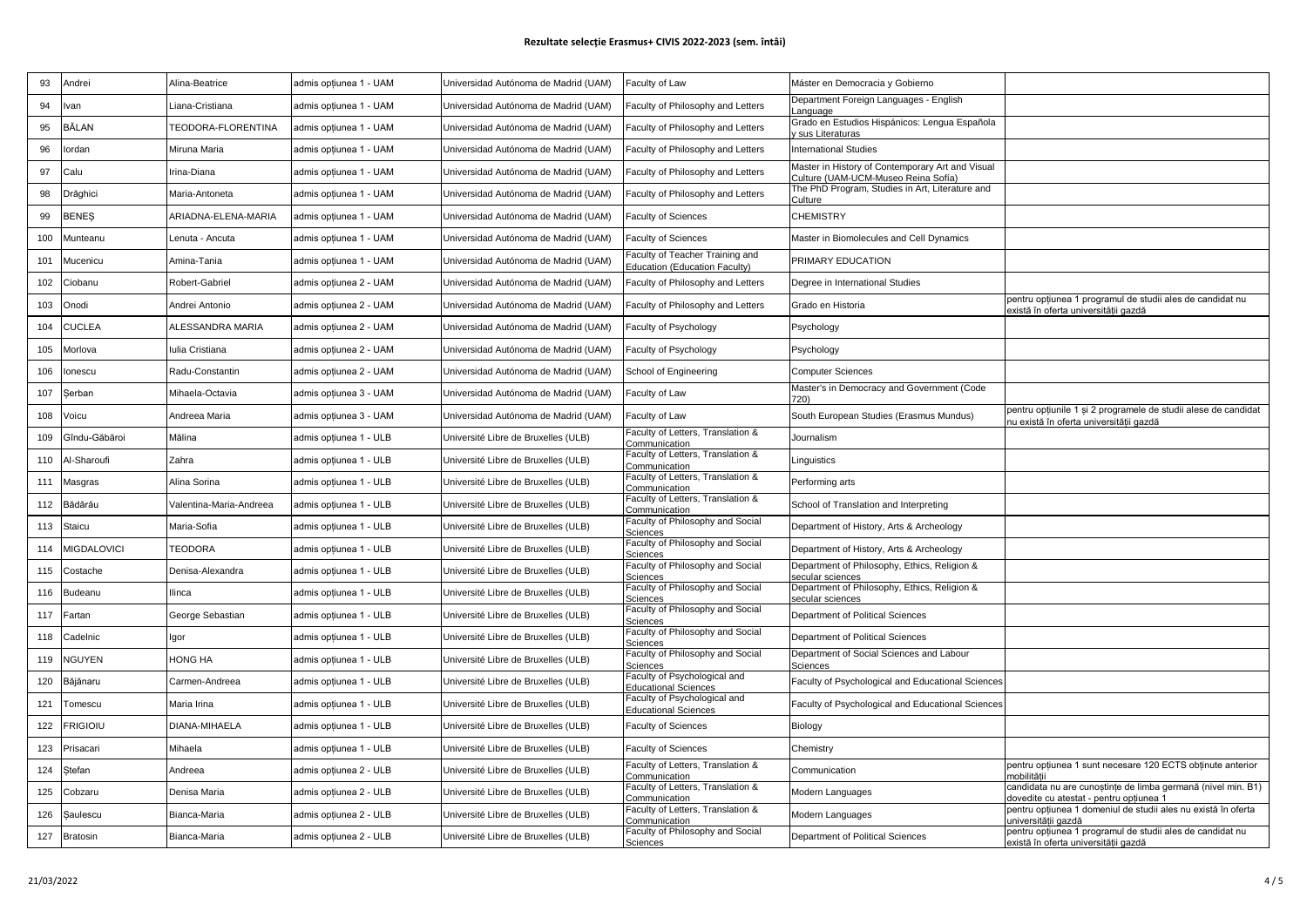# Rezultate selecție Erasmus+ CIVIS 2022-2023 (sem. întâi)

| | | | | | | | |
|---|---|---|---|---|---|---|---|
| 93 | Andrei | Alina-Beatrice | admis opțiunea 1 - UAM | Universidad Autónoma de Madrid (UAM) | Faculty of Law | Máster en Democracia y Gobierno | |
| 94 | Ivan | Liana-Cristiana | admis opțiunea 1 - UAM | Universidad Autónoma de Madrid (UAM) | Faculty of Philosophy and Letters | Department Foreign Languages - English Language | |
| 95 | BĂLAN | TEODORA-FLORENTINA | admis opțiunea 1 - UAM | Universidad Autónoma de Madrid (UAM) | Faculty of Philosophy and Letters | Grado en Estudios Hispánicos: Lengua Española y sus Literaturas | |
| 96 | Iordan | Miruna Maria | admis opțiunea 1 - UAM | Universidad Autónoma de Madrid (UAM) | Faculty of Philosophy and Letters | International Studies | |
| 97 | Calu | Irina-Diana | admis opțiunea 1 - UAM | Universidad Autónoma de Madrid (UAM) | Faculty of Philosophy and Letters | Master in History of Contemporary Art and Visual Culture (UAM-UCM-Museo Reina Sofía) | |
| 98 | Drăghici | Maria-Antoneta | admis opțiunea 1 - UAM | Universidad Autónoma de Madrid (UAM) | Faculty of Philosophy and Letters | The PhD Program, Studies in Art, Literature and Culture | |
| 99 | BENEȘ | ARIADNA-ELENA-MARIA | admis opțiunea 1 - UAM | Universidad Autónoma de Madrid (UAM) | Faculty of Sciences | CHEMISTRY | |
| 100 | Munteanu | Lenuta - Ancuta | admis opțiunea 1 - UAM | Universidad Autónoma de Madrid (UAM) | Faculty of Sciences | Master in Biomolecules and Cell Dynamics | |
| 101 | Mucenicu | Amina-Tania | admis opțiunea 1 - UAM | Universidad Autónoma de Madrid (UAM) | Faculty of Teacher Training and Education (Education Faculty) | PRIMARY EDUCATION | |
| 102 | Ciobanu | Robert-Gabriel | admis opțiunea 2 - UAM | Universidad Autónoma de Madrid (UAM) | Faculty of Philosophy and Letters | Degree in International Studies | |
| 103 | Onodi | Andrei Antonio | admis opțiunea 2 - UAM | Universidad Autónoma de Madrid (UAM) | Faculty of Philosophy and Letters | Grado en Historia | pentru opțiunea 1 programul de studii ales de candidat nu există în oferta universității gazdă |
| 104 | CUCLEA | ALESSANDRA MARIA | admis opțiunea 2 - UAM | Universidad Autónoma de Madrid (UAM) | Faculty of Psychology | Psychology | |
| 105 | Morlova | Iulia Cristiana | admis opțiunea 2 - UAM | Universidad Autónoma de Madrid (UAM) | Faculty of Psychology | Psychology | |
| 106 | Ionescu | Radu-Constantin | admis opțiunea 2 - UAM | Universidad Autónoma de Madrid (UAM) | School of Engineering | Computer Sciences | |
| 107 | Șerban | Mihaela-Octavia | admis opțiunea 3 - UAM | Universidad Autónoma de Madrid (UAM) | Faculty of Law | Master's in Democracy and Government (Code 720) | |
| 108 | Voicu | Andreea Maria | admis opțiunea 3 - UAM | Universidad Autónoma de Madrid (UAM) | Faculty of Law | South European Studies (Erasmus Mundus) | pentru opțiunile 1 și 2 programele de studii alese de candidat nu există în oferta universității gazdă |
| 109 | Gîndu-Găbăroi | Mălina | admis opțiunea 1 - ULB | Université Libre de Bruxelles (ULB) | Faculty of Letters, Translation & Communication | Journalism | |
| 110 | Al-Sharoufi | Zahra | admis opțiunea 1 - ULB | Université Libre de Bruxelles (ULB) | Faculty of Letters, Translation & Communication | Linguistics | |
| 111 | Masgras | Alina Sorina | admis opțiunea 1 - ULB | Université Libre de Bruxelles (ULB) | Faculty of Letters, Translation & Communication | Performing arts | |
| 112 | Bădărău | Valentina-Maria-Andreea | admis opțiunea 1 - ULB | Université Libre de Bruxelles (ULB) | Faculty of Letters, Translation & Communication | School of Translation and Interpreting | |
| 113 | Staicu | Maria-Sofia | admis opțiunea 1 - ULB | Université Libre de Bruxelles (ULB) | Faculty of Philosophy and Social Sciences | Department of History, Arts & Archeology | |
| 114 | MIGDALOVICI | TEODORA | admis opțiunea 1 - ULB | Université Libre de Bruxelles (ULB) | Faculty of Philosophy and Social Sciences | Department of History, Arts & Archeology | |
| 115 | Costache | Denisa-Alexandra | admis opțiunea 1 - ULB | Université Libre de Bruxelles (ULB) | Faculty of Philosophy and Social Sciences | Department of Philosophy, Ethics, Religion & secular sciences | |
| 116 | Budeanu | Ilinca | admis opțiunea 1 - ULB | Université Libre de Bruxelles (ULB) | Faculty of Philosophy and Social Sciences | Department of Philosophy, Ethics, Religion & secular sciences | |
| 117 | Fartan | George Sebastian | admis opțiunea 1 - ULB | Université Libre de Bruxelles (ULB) | Faculty of Philosophy and Social Sciences | Department of Political Sciences | |
| 118 | Cadelnic | Igor | admis opțiunea 1 - ULB | Université Libre de Bruxelles (ULB) | Faculty of Philosophy and Social Sciences | Department of Political Sciences | |
| 119 | NGUYEN | HONG HA | admis opțiunea 1 - ULB | Université Libre de Bruxelles (ULB) | Faculty of Philosophy and Social Sciences | Department of Social Sciences and Labour Sciences | |
| 120 | Băjănaru | Carmen-Andreea | admis opțiunea 1 - ULB | Université Libre de Bruxelles (ULB) | Faculty of Psychological and Educational Sciences | Faculty of Psychological and Educational Sciences | |
| 121 | Tomescu | Maria Irina | admis opțiunea 1 - ULB | Université Libre de Bruxelles (ULB) | Faculty of Psychological and Educational Sciences | Faculty of Psychological and Educational Sciences | |
| 122 | FRIGIOIU | DIANA-MIHAELA | admis opțiunea 1 - ULB | Université Libre de Bruxelles (ULB) | Faculty of Sciences | Biology | |
| 123 | Prisacari | Mihaela | admis opțiunea 1 - ULB | Université Libre de Bruxelles (ULB) | Faculty of Sciences | Chemistry | |
| 124 | Ștefan | Andreea | admis opțiunea 2 - ULB | Université Libre de Bruxelles (ULB) | Faculty of Letters, Translation & Communication | Communication | pentru opțiunea 1 sunt necesare 120 ECTS obținute anterior mobilității |
| 125 | Cobzaru | Denisa Maria | admis opțiunea 2 - ULB | Université Libre de Bruxelles (ULB) | Faculty of Letters, Translation & Communication | Modern Languages | candidata nu are cunoștințe de limba germană (nivel min. B1) dovedite cu atestat - pentru opțiunea 1 |
| 126 | Șaulescu | Bianca-Maria | admis opțiunea 2 - ULB | Université Libre de Bruxelles (ULB) | Faculty of Letters, Translation & Communication | Modern Languages | pentru opțiunea 1 domeniul de studii ales nu există în oferta universității gazdă |
| 127 | Bratosin | Bianca-Maria | admis opțiunea 2 - ULB | Université Libre de Bruxelles (ULB) | Faculty of Philosophy and Social Sciences | Department of Political Sciences | pentru opțiunea 1 programul de studii ales de candidat nu există în oferta universității gazdă |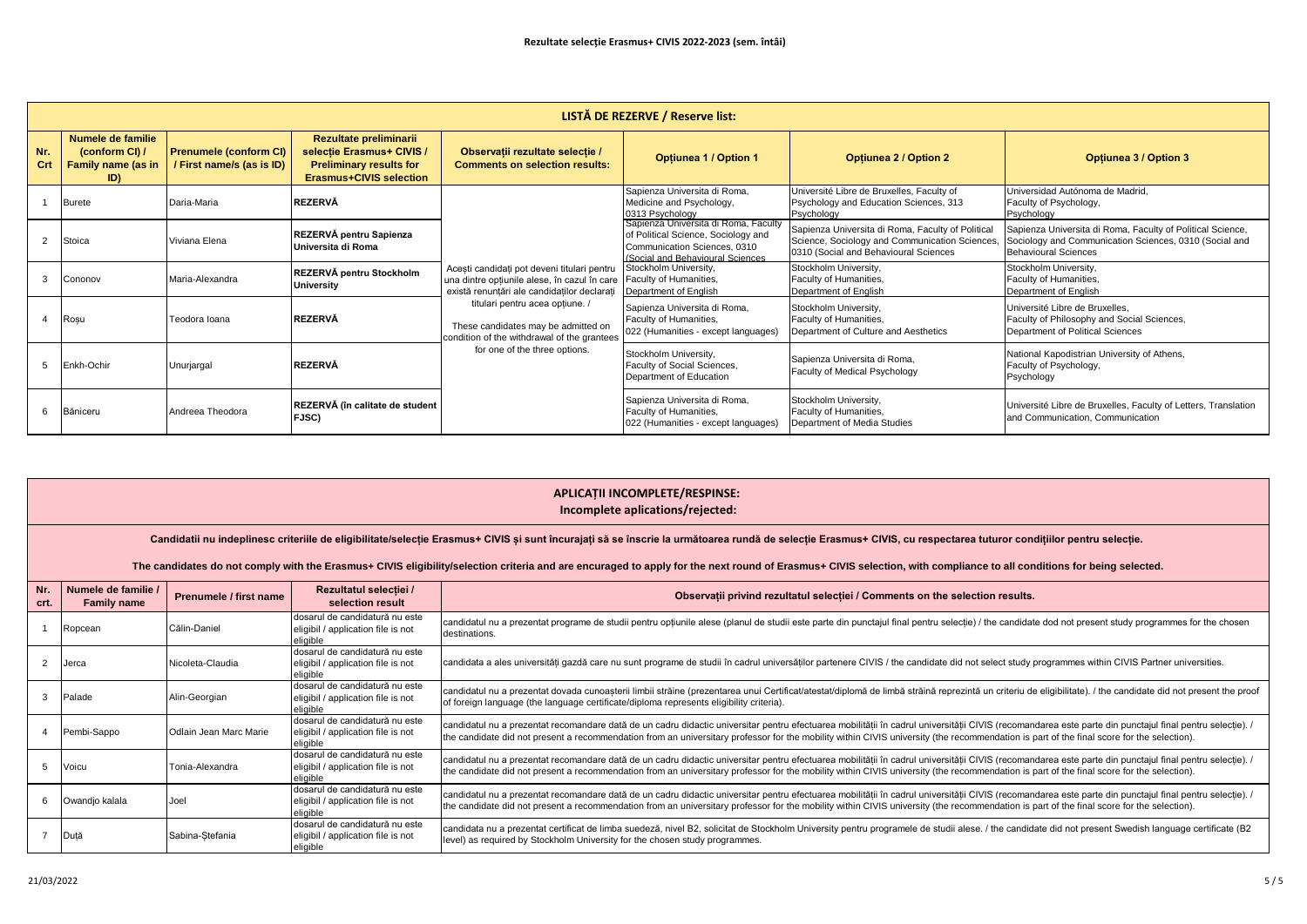**Rezultate selecție Erasmus+ CIVIS 2022-2023 (sem. întâi)**

## LISTĂ DE REZERVE / Reserve list:

| Nr. Crt | Numele de familie (conform CI) / Family name (as in ID) | Prenumele (conform CI) / First name/s (as is ID) | Rezultate preliminarii selecție Erasmus+ CIVIS / Preliminary results for Erasmus+CIVIS selection | Observații rezultate selecție / Comments on selection results: | Opțiunea 1 / Option 1 | Opțiunea 2 / Option 2 | Opțiunea 3 / Option 3 |
|---|---|---|---|---|---|---|---|
| 1 | Burete | Daria-Maria | REZERVĂ | Acești candidați pot deveni titulari pentru una dintre opțiunile alese, în cazul în care există renunțări ale candidaților declarați titulari pentru acea opțiune. / These candidates may be admitted on condition of the withdrawal of the grantees for one of the three options. | Sapienza Universita di Roma, Medicine and Psychology, 0313 Psychology | Université Libre de Bruxelles, Faculty of Psychology and Education Sciences, 313 Psychology | Universidad Autónoma de Madrid, Faculty of Psychology, Psychology |
| 2 | Stoica | Viviana Elena | REZERVĂ pentru Sapienza Universita di Roma | | Sapienza Universita di Roma, Faculty of Political Science, Sociology and Communication Sciences, 0310 (Social and Behavioural Sciences | Sapienza Universita di Roma, Faculty of Political Science, Sociology and Communication Sciences, 0310 (Social and Behavioural Sciences | Sapienza Universita di Roma, Faculty of Political Science, Sociology and Communication Sciences, 0310 (Social and Behavioural Sciences |
| 3 | Cononov | Maria-Alexandra | REZERVĂ pentru Stockholm University | | Stockholm University, Faculty of Humanities, Department of English | Stockholm University, Faculty of Humanities, Department of English | Stockholm University, Faculty of Humanities, Department of English |
| 4 | Roșu | Teodora Ioana | REZERVĂ | | Sapienza Universita di Roma, Faculty of Humanities, 022 (Humanities - except languages) | Stockholm University, Faculty of Humanities, Department of Culture and Aesthetics | Université Libre de Bruxelles, Faculty of Philosophy and Social Sciences, Department of Political Sciences |
| 5 | Enkh-Ochir | Unurjargal | REZERVĂ | | Stockholm University, Faculty of Social Sciences, Department of Education | Sapienza Universita di Roma, Faculty of Medical Psychology | National Kapodistrian University of Athens, Faculty of Psychology, Psychology |
| 6 | Băniceru | Andreea Theodora | REZERVĂ (în calitate de student FJSC) | | Sapienza Universita di Roma, Faculty of Humanities, 022 (Humanities - except languages) | Stockholm University, Faculty of Humanities, Department of Media Studies | Université Libre de Bruxelles, Faculty of Letters, Translation and Communication, Communication |

## APLICAȚII INCOMPLETE/RESPINSE:
## Incomplete aplications/rejected:

**Candidații nu îndeplinesc criteriile de eligibilitate/selecție Erasmus+ CIVIS și sunt încurajați să se înscrie la următoarea rundă de selecție Erasmus+ CIVIS, cu respectarea tuturor condițiilor pentru selecție.**

**The candidates do not comply with the Erasmus+ CIVIS eligibility/selection criteria and are encuraged to apply for the next round of Erasmus+ CIVIS selection, with compliance to all conditions for being selected.**

| Nr. crt. | Numele de familie / Family name | Prenumele / first name | Rezultatul selecției / selection result | Observații privind rezultatul selecției / Comments on the selection results. |
|---|---|---|---|---|
| 1 | Ropcean | Călin-Daniel | dosarul de candidatură nu este eligibil / application file is not eligible | candidatul nu a prezentat programe de studii pentru opțiunile alese (planul de studii este parte din punctajul final pentru selecție) / the candidate dod not present study programmes for the chosen destinations. |
| 2 | Jerca | Nicoleta-Claudia | dosarul de candidatură nu este eligibil / application file is not eligible | candidata a ales universități gazdă care nu sunt programe de studii în cadrul universităților partenere CIVIS / the candidate did not select study programmes within CIVIS Partner universities. |
| 3 | Palade | Alin-Georgian | dosarul de candidatură nu este eligibil / application file is not eligible | candidatul nu a prezentat dovada cunoașterii limbii străine (prezentarea unui Certificat/atestat/diplomă de limbă străină reprezintă un criteriu de eligibilitate). / the candidate did not present the proof of foreign language (the language certificate/diploma represents eligibility criteria). |
| 4 | Pembi-Sappo | Odlain Jean Marc Marie | dosarul de candidatură nu este eligibil / application file is not eligible | candidatul nu a prezentat recomandare dată de un cadru didactic universitar pentru efectuarea mobilității în cadrul universității CIVIS (recomandarea este parte din punctajul final pentru selecție). / the candidate did not present a recommendation from an universitary professor for the mobility within CIVIS university (the recommendation is part of the final score for the selection). |
| 5 | Voicu | Tonia-Alexandra | dosarul de candidatură nu este eligibil / application file is not eligible | candidatul nu a prezentat recomandare dată de un cadru didactic universitar pentru efectuarea mobilității în cadrul universității CIVIS (recomandarea este parte din punctajul final pentru selecție). / the candidate did not present a recommendation from an universitary professor for the mobility within CIVIS university (the recommendation is part of the final score for the selection). |
| 6 | Owandjo kalala | Joel | dosarul de candidatură nu este eligibil / application file is not eligible | candidatul nu a prezentat recomandare dată de un cadru didactic universitar pentru efectuarea mobilității în cadrul universității CIVIS (recomandarea este parte din punctajul final pentru selecție). / the candidate did not present a recommendation from an universitary professor for the mobility within CIVIS university (the recommendation is part of the final score for the selection). |
| 7 | Duță | Sabina-Ștefania | dosarul de candidatură nu este eligibil / application file is not eligible | candidata nu a prezentat certificat de limba suedeză, nivel B2, solicitat de Stockholm University pentru programele de studii alese. / the candidate did not present Swedish language certificate (B2 level) as required by Stockholm University for the chosen study programmes. |

21/03/2022